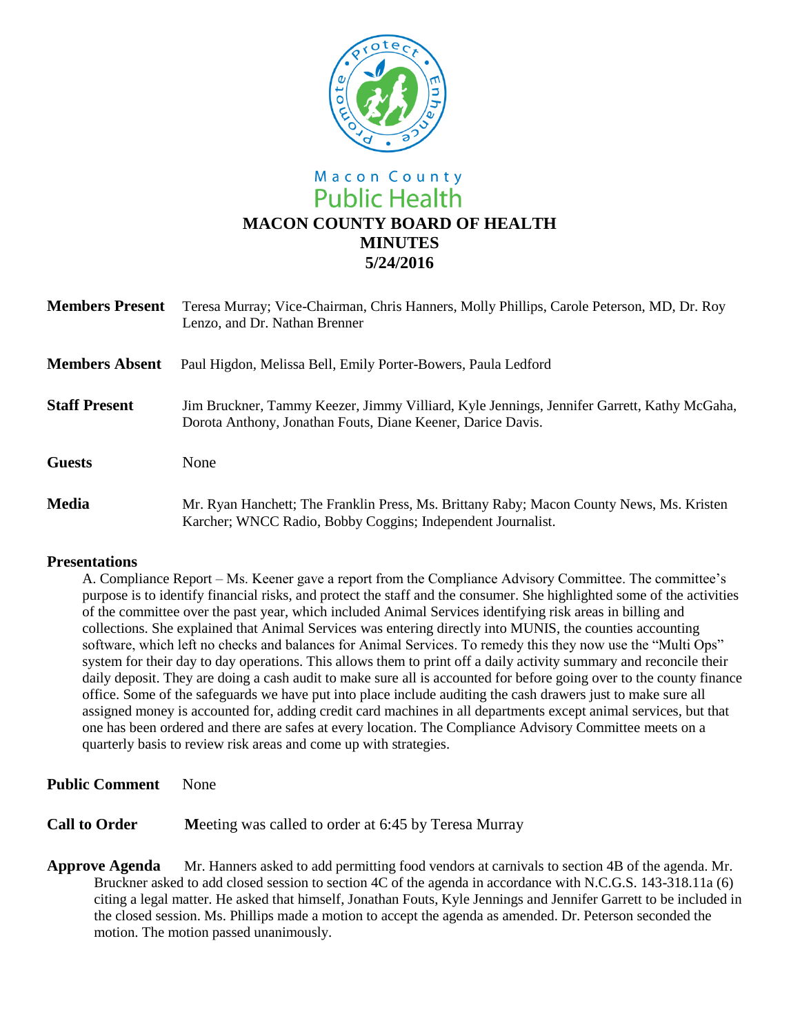Macon County
Public Health

# MACON COUNTY BOARD OF HEALTH
# MINUTES
# 5/24/2016

**Members Present** Teresa Murray; Vice-Chairman, Chris Hanners, Molly Phillips, Carole Peterson, MD, Dr. Roy Lenzo, and Dr. Nathan Brenner

**Members Absent** Paul Higdon, Melissa Bell, Emily Porter-Bowers, Paula Ledford

**Staff Present** Jim Bruckner, Tammy Keezer, Jimmy Villiard, Kyle Jennings, Jennifer Garrett, Kathy McGaha, Dorota Anthony, Jonathan Fouts, Diane Keener, Darice Davis.

**Guests** None

**Media** Mr. Ryan Hanchett; The Franklin Press, Ms. Brittany Raby; Macon County News, Ms. Kristen Karcher; WNCC Radio, Bobby Coggins; Independent Journalist.

## Presentations

A. Compliance Report – Ms. Keener gave a report from the Compliance Advisory Committee. The committee's purpose is to identify financial risks, and protect the staff and the consumer. She highlighted some of the activities of the committee over the past year, which included Animal Services identifying risk areas in billing and collections. She explained that Animal Services was entering directly into MUNIS, the counties accounting software, which left no checks and balances for Animal Services. To remedy this they now use the "Multi Ops" system for their day to day operations. This allows them to print off a daily activity summary and reconcile their daily deposit. They are doing a cash audit to make sure all is accounted for before going over to the county finance office. Some of the safeguards we have put into place include auditing the cash drawers just to make sure all assigned money is accounted for, adding credit card machines in all departments except animal services, but that one has been ordered and there are safes at every location. The Compliance Advisory Committee meets on a quarterly basis to review risk areas and come up with strategies.

**Public Comment** None

**Call to Order** Meeting was called to order at 6:45 by Teresa Murray

**Approve Agenda** Mr. Hanners asked to add permitting food vendors at carnivals to section 4B of the agenda. Mr. Bruckner asked to add closed session to section 4C of the agenda in accordance with N.C.G.S. 143-318.11a (6) citing a legal matter. He asked that himself, Jonathan Fouts, Kyle Jennings and Jennifer Garrett to be included in the closed session. Ms. Phillips made a motion to accept the agenda as amended. Dr. Peterson seconded the motion. The motion passed unanimously.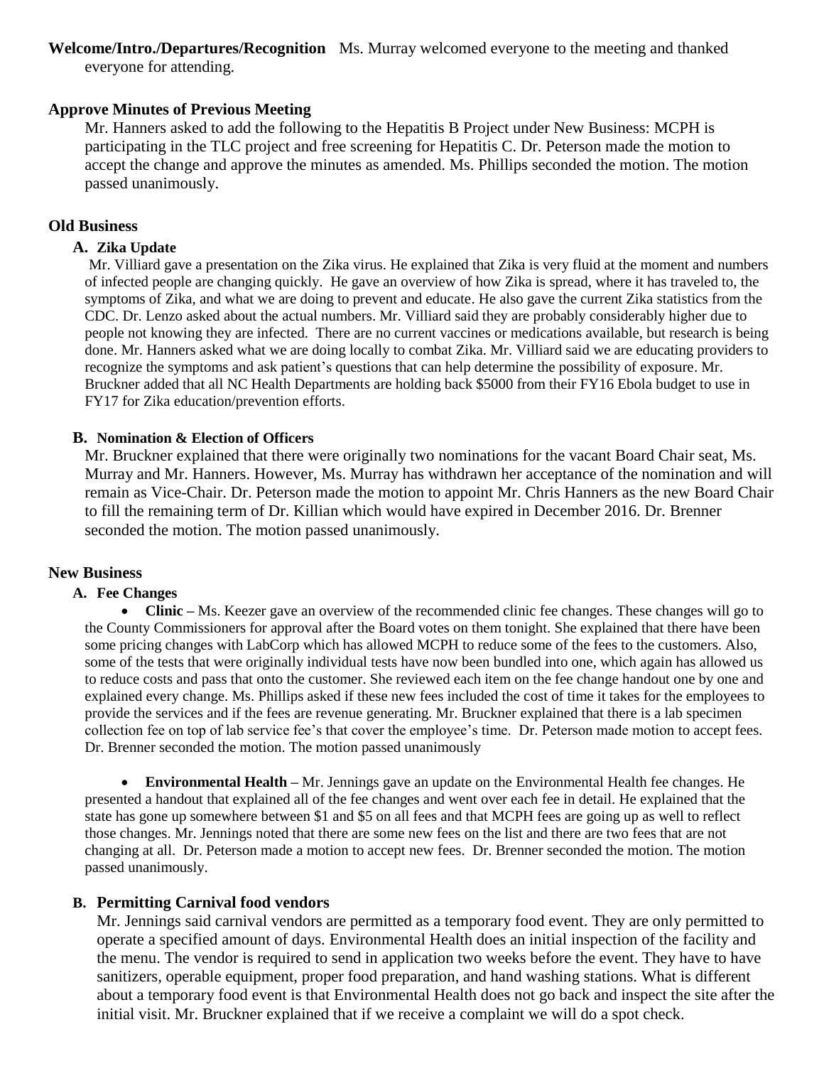**Welcome/Intro./Departures/Recognition** Ms. Murray welcomed everyone to the meeting and thanked everyone for attending.

## Approve Minutes of Previous Meeting

Mr. Hanners asked to add the following to the Hepatitis B Project under New Business: MCPH is participating in the TLC project and free screening for Hepatitis C. Dr. Peterson made the motion to accept the change and approve the minutes as amended. Ms. Phillips seconded the motion. The motion passed unanimously.

## Old Business

### A. Zika Update

Mr. Villiard gave a presentation on the Zika virus. He explained that Zika is very fluid at the moment and numbers of infected people are changing quickly. He gave an overview of how Zika is spread, where it has traveled to, the symptoms of Zika, and what we are doing to prevent and educate. He also gave the current Zika statistics from the CDC. Dr. Lenzo asked about the actual numbers. Mr. Villiard said they are probably considerably higher due to people not knowing they are infected. There are no current vaccines or medications available, but research is being done. Mr. Hanners asked what we are doing locally to combat Zika. Mr. Villiard said we are educating providers to recognize the symptoms and ask patient's questions that can help determine the possibility of exposure. Mr. Bruckner added that all NC Health Departments are holding back $5000 from their FY16 Ebola budget to use in FY17 for Zika education/prevention efforts.

### B. Nomination & Election of Officers

Mr. Bruckner explained that there were originally two nominations for the vacant Board Chair seat, Ms. Murray and Mr. Hanners. However, Ms. Murray has withdrawn her acceptance of the nomination and will remain as Vice-Chair. Dr. Peterson made the motion to appoint Mr. Chris Hanners as the new Board Chair to fill the remaining term of Dr. Killian which would have expired in December 2016. Dr. Brenner seconded the motion. The motion passed unanimously.

## New Business

### A. Fee Changes

- **Clinic –** Ms. Keezer gave an overview of the recommended clinic fee changes. These changes will go to the County Commissioners for approval after the Board votes on them tonight. She explained that there have been some pricing changes with LabCorp which has allowed MCPH to reduce some of the fees to the customers. Also, some of the tests that were originally individual tests have now been bundled into one, which again has allowed us to reduce costs and pass that onto the customer. She reviewed each item on the fee change handout one by one and explained every change. Ms. Phillips asked if these new fees included the cost of time it takes for the employees to provide the services and if the fees are revenue generating. Mr. Bruckner explained that there is a lab specimen collection fee on top of lab service fee's that cover the employee's time. Dr. Peterson made motion to accept fees. Dr. Brenner seconded the motion. The motion passed unanimously

- **Environmental Health –** Mr. Jennings gave an update on the Environmental Health fee changes. He presented a handout that explained all of the fee changes and went over each fee in detail. He explained that the state has gone up somewhere between $1 and $5 on all fees and that MCPH fees are going up as well to reflect those changes. Mr. Jennings noted that there are some new fees on the list and there are two fees that are not changing at all. Dr. Peterson made a motion to accept new fees. Dr. Brenner seconded the motion. The motion passed unanimously.

### B. Permitting Carnival food vendors

Mr. Jennings said carnival vendors are permitted as a temporary food event. They are only permitted to operate a specified amount of days. Environmental Health does an initial inspection of the facility and the menu. The vendor is required to send in application two weeks before the event. They have to have sanitizers, operable equipment, proper food preparation, and hand washing stations. What is different about a temporary food event is that Environmental Health does not go back and inspect the site after the initial visit. Mr. Bruckner explained that if we receive a complaint we will do a spot check.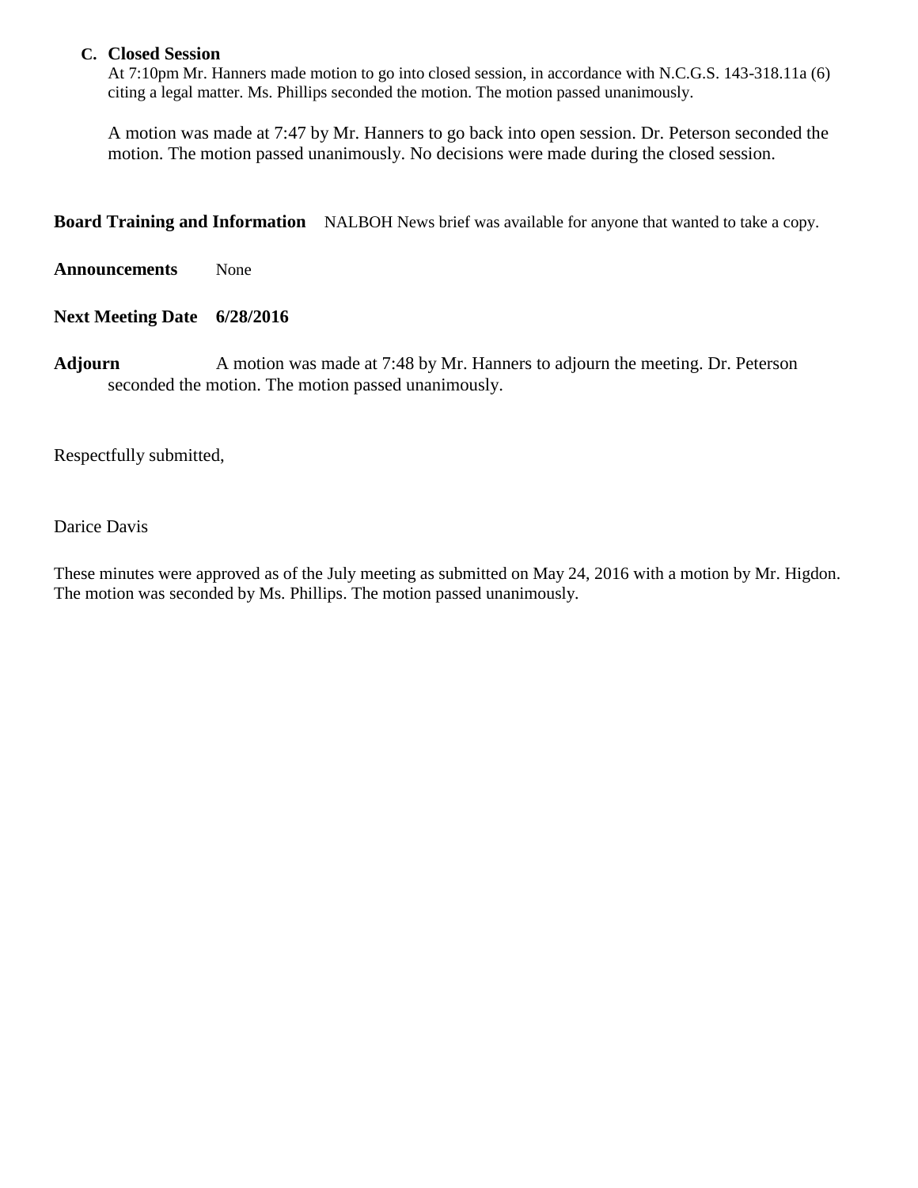C. **Closed Session**

At 7:10pm Mr. Hanners made motion to go into closed session, in accordance with N.C.G.S. 143-318.11a (6) citing a legal matter. Ms. Phillips seconded the motion. The motion passed unanimously.

A motion was made at 7:47 by Mr. Hanners to go back into open session. Dr. Peterson seconded the motion. The motion passed unanimously. No decisions were made during the closed session.

**Board Training and Information** NALBOH News brief was available for anyone that wanted to take a copy.

**Announcements** None

**Next Meeting Date 6/28/2016**

**Adjourn** A motion was made at 7:48 by Mr. Hanners to adjourn the meeting. Dr. Peterson seconded the motion. The motion passed unanimously.

Respectfully submitted,

Darice Davis

These minutes were approved as of the July meeting as submitted on May 24, 2016 with a motion by Mr. Higdon. The motion was seconded by Ms. Phillips. The motion passed unanimously.